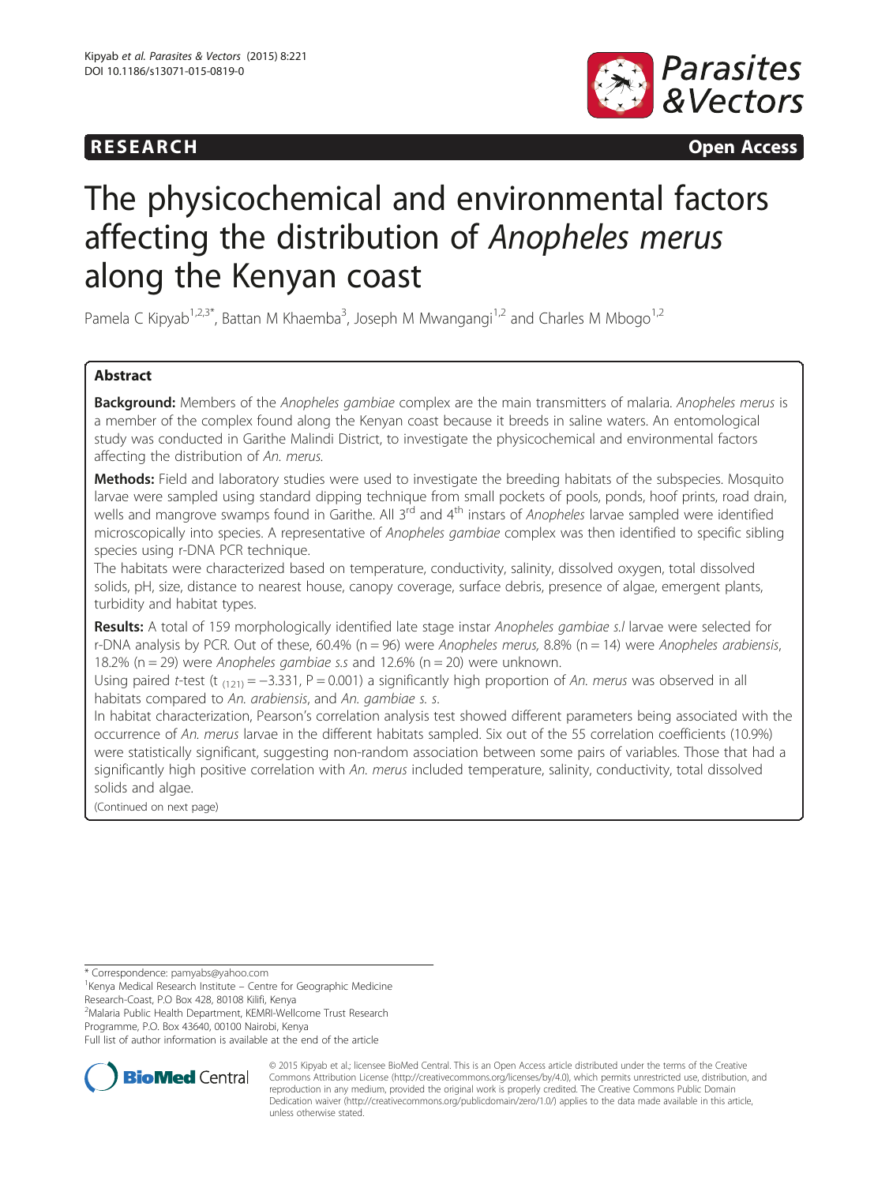RESEARCH Open Access

# The physicochemical and environmental factors affecting the distribution of *Anopheles merus* along the Kenyan coast

Pamela C Kipyab[1,2,3*], Battan M Khaemba[3], Joseph M Mwangangi[1,2] and Charles M Mbogo[1,2]

## Abstract

**Background:** Members of the *Anopheles gambiae* complex are the main transmitters of malaria. *Anopheles merus* is a member of the complex found along the Kenyan coast because it breeds in saline waters. An entomological study was conducted in Garithe Malindi District, to investigate the physicochemical and environmental factors affecting the distribution of *An. merus*.

**Methods:** Field and laboratory studies were used to investigate the breeding habitats of the subspecies. Mosquito larvae were sampled using standard dipping technique from small pockets of pools, ponds, hoof prints, road drain, wells and mangrove swamps found in Garithe. All 3[rd] and 4[th] instars of *Anopheles* larvae sampled were identified microscopically into species. A representative of *Anopheles gambiae* complex was then identified to specific sibling species using r-DNA PCR technique.

The habitats were characterized based on temperature, conductivity, salinity, dissolved oxygen, total dissolved solids, pH, size, distance to nearest house, canopy coverage, surface debris, presence of algae, emergent plants, turbidity and habitat types.

**Results:** A total of 159 morphologically identified late stage instar *Anopheles gambiae s.l* larvae were selected for r-DNA analysis by PCR. Out of these, 60.4% (n = 96) were *Anopheles merus,* 8.8% (n = 14) were *Anopheles arabiensis*, 18.2% (n = 29) were *Anopheles gambiae s.s* and 12.6% (n = 20) were unknown.

Using paired *t*-test ($t_{(121)} = -3.331$, P = 0.001) a significantly high proportion of *An. merus* was observed in all habitats compared to *An. arabiensis*, and *An. gambiae s. s.*

In habitat characterization, Pearson's correlation analysis test showed different parameters being associated with the occurrence of *An. merus* larvae in the different habitats sampled. Six out of the 55 correlation coefficients (10.9%) were statistically significant, suggesting non-random association between some pairs of variables. Those that had a significantly high positive correlation with *An. merus* included temperature, salinity, conductivity, total dissolved solids and algae.

(Continued on next page)

\* Correspondence: pamyabs@yahoo.com
[1]Kenya Medical Research Institute – Centre for Geographic Medicine Research-Coast, P.O Box 428, 80108 Kilifi, Kenya
[2]Malaria Public Health Department, KEMRI-Wellcome Trust Research Programme, P.O. Box 43640, 00100 Nairobi, Kenya
Full list of author information is available at the end of the article

© 2015 Kipyab et al.; licensee BioMed Central. This is an Open Access article distributed under the terms of the Creative Commons Attribution License (http://creativecommons.org/licenses/by/4.0), which permits unrestricted use, distribution, and reproduction in any medium, provided the original work is properly credited. The Creative Commons Public Domain Dedication waiver (http://creativecommons.org/publicdomain/zero/1.0/) applies to the data made available in this article, unless otherwise stated.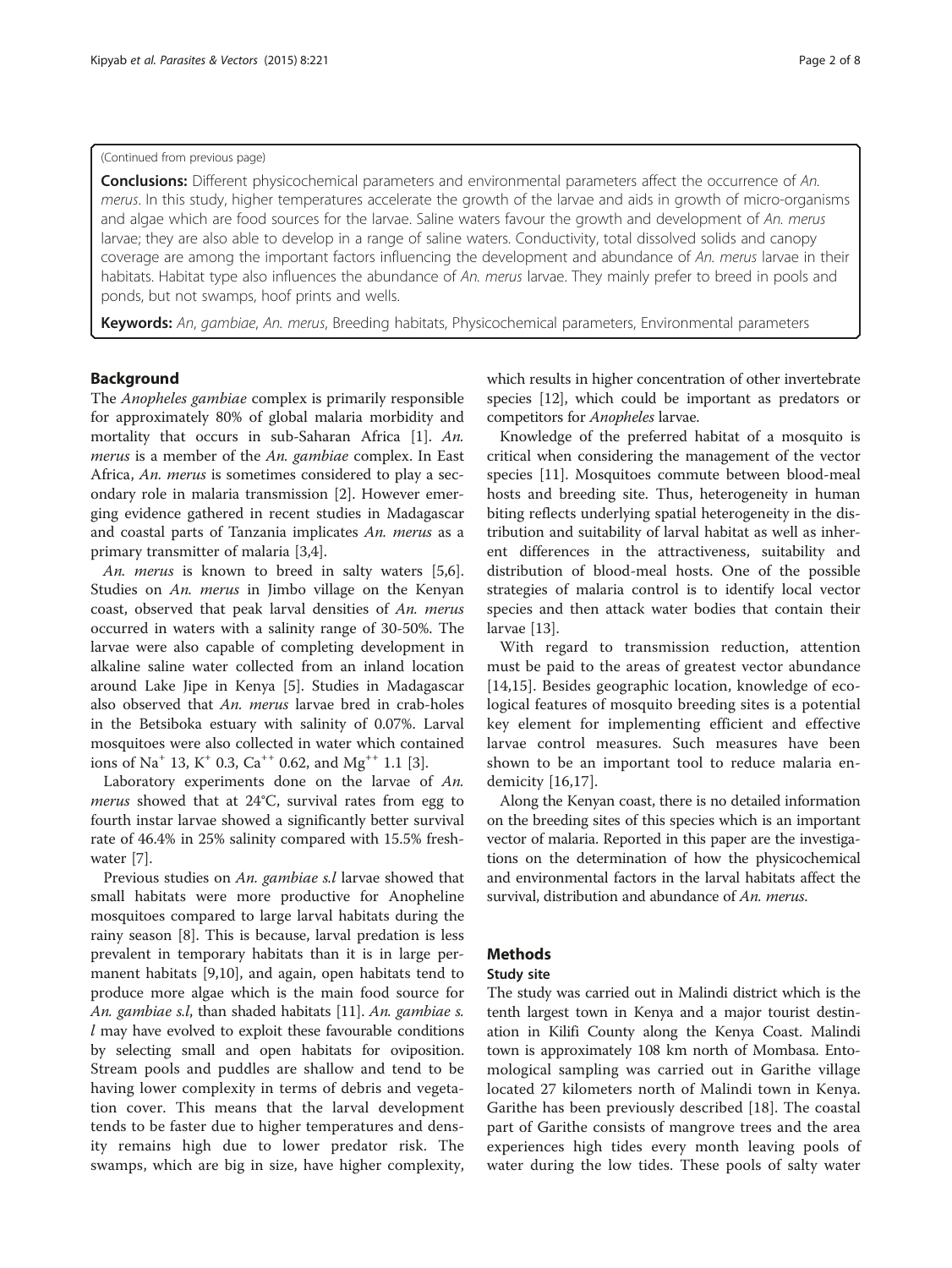(Continued from previous page)

**Conclusions:** Different physicochemical parameters and environmental parameters affect the occurrence of *An. merus*. In this study, higher temperatures accelerate the growth of the larvae and aids in growth of micro-organisms and algae which are food sources for the larvae. Saline waters favour the growth and development of *An. merus* larvae; they are also able to develop in a range of saline waters. Conductivity, total dissolved solids and canopy coverage are among the important factors influencing the development and abundance of *An. merus* larvae in their habitats. Habitat type also influences the abundance of *An. merus* larvae. They mainly prefer to breed in pools and ponds, but not swamps, hoof prints and wells.

**Keywords:** *An, gambiae*, *An. merus*, Breeding habitats, Physicochemical parameters, Environmental parameters

## Background

The *Anopheles gambiae* complex is primarily responsible for approximately 80% of global malaria morbidity and mortality that occurs in sub-Saharan Africa [1]. *An. merus* is a member of the *An. gambiae* complex. In East Africa, *An. merus* is sometimes considered to play a secondary role in malaria transmission [2]. However emerging evidence gathered in recent studies in Madagascar and coastal parts of Tanzania implicates *An. merus* as a primary transmitter of malaria [3,4].

*An. merus* is known to breed in salty waters [5,6]. Studies on *An. merus* in Jimbo village on the Kenyan coast, observed that peak larval densities of *An. merus* occurred in waters with a salinity range of 30-50%. The larvae were also capable of completing development in alkaline saline water collected from an inland location around Lake Jipe in Kenya [5]. Studies in Madagascar also observed that *An. merus* larvae bred in crab-holes in the Betsiboka estuary with salinity of 0.07%. Larval mosquitoes were also collected in water which contained ions of $Na^{+}$ 13, $K^{+}$ 0.3, $Ca^{++}$ 0.62, and $Mg^{++}$ 1.1 [3].

Laboratory experiments done on the larvae of *An. merus* showed that at 24°C, survival rates from egg to fourth instar larvae showed a significantly better survival rate of 46.4% in 25% salinity compared with 15.5% freshwater [7].

Previous studies on *An. gambiae s.l* larvae showed that small habitats were more productive for Anopheline mosquitoes compared to large larval habitats during the rainy season [8]. This is because, larval predation is less prevalent in temporary habitats than it is in large permanent habitats [9,10], and again, open habitats tend to produce more algae which is the main food source for *An. gambiae s.l*, than shaded habitats [11]. *An. gambiae s. l* may have evolved to exploit these favourable conditions by selecting small and open habitats for oviposition. Stream pools and puddles are shallow and tend to be having lower complexity in terms of debris and vegetation cover. This means that the larval development tends to be faster due to higher temperatures and density remains high due to lower predator risk. The swamps, which are big in size, have higher complexity, which results in higher concentration of other invertebrate species [12], which could be important as predators or competitors for *Anopheles* larvae.

Knowledge of the preferred habitat of a mosquito is critical when considering the management of the vector species [11]. Mosquitoes commute between blood-meal hosts and breeding site. Thus, heterogeneity in human biting reflects underlying spatial heterogeneity in the distribution and suitability of larval habitat as well as inherent differences in the attractiveness, suitability and distribution of blood-meal hosts. One of the possible strategies of malaria control is to identify local vector species and then attack water bodies that contain their larvae [13].

With regard to transmission reduction, attention must be paid to the areas of greatest vector abundance [14,15]. Besides geographic location, knowledge of ecological features of mosquito breeding sites is a potential key element for implementing efficient and effective larvae control measures. Such measures have been shown to be an important tool to reduce malaria endemicity [16,17].

Along the Kenyan coast, there is no detailed information on the breeding sites of this species which is an important vector of malaria. Reported in this paper are the investigations on the determination of how the physicochemical and environmental factors in the larval habitats affect the survival, distribution and abundance of *An. merus*.

## Methods

### Study site

The study was carried out in Malindi district which is the tenth largest town in Kenya and a major tourist destination in Kilifi County along the Kenya Coast. Malindi town is approximately 108 km north of Mombasa. Entomological sampling was carried out in Garithe village located 27 kilometers north of Malindi town in Kenya. Garithe has been previously described [18]. The coastal part of Garithe consists of mangrove trees and the area experiences high tides every month leaving pools of water during the low tides. These pools of salty water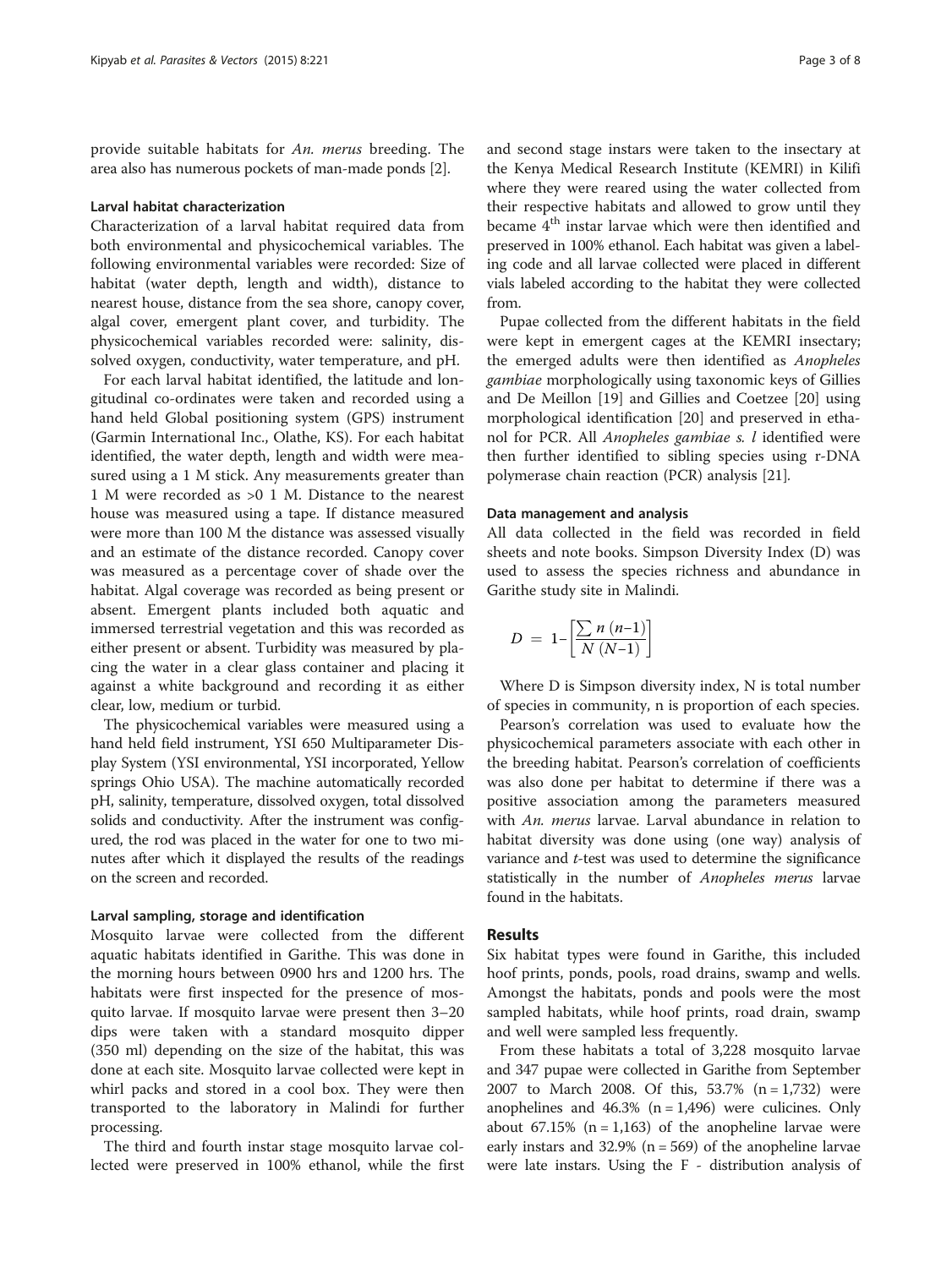provide suitable habitats for *An. merus* breeding. The area also has numerous pockets of man-made ponds [2].

### Larval habitat characterization

Characterization of a larval habitat required data from both environmental and physicochemical variables. The following environmental variables were recorded: Size of habitat (water depth, length and width), distance to nearest house, distance from the sea shore, canopy cover, algal cover, emergent plant cover, and turbidity. The physicochemical variables recorded were: salinity, dissolved oxygen, conductivity, water temperature, and pH.

For each larval habitat identified, the latitude and longitudinal co-ordinates were taken and recorded using a hand held Global positioning system (GPS) instrument (Garmin International Inc., Olathe, KS). For each habitat identified, the water depth, length and width were measured using a 1 M stick. Any measurements greater than 1 M were recorded as >0 1 M. Distance to the nearest house was measured using a tape. If distance measured were more than 100 M the distance was assessed visually and an estimate of the distance recorded. Canopy cover was measured as a percentage cover of shade over the habitat. Algal coverage was recorded as being present or absent. Emergent plants included both aquatic and immersed terrestrial vegetation and this was recorded as either present or absent. Turbidity was measured by placing the water in a clear glass container and placing it against a white background and recording it as either clear, low, medium or turbid.

The physicochemical variables were measured using a hand held field instrument, YSI 650 Multiparameter Display System (YSI environmental, YSI incorporated, Yellow springs Ohio USA). The machine automatically recorded pH, salinity, temperature, dissolved oxygen, total dissolved solids and conductivity. After the instrument was configured, the rod was placed in the water for one to two minutes after which it displayed the results of the readings on the screen and recorded.

### Larval sampling, storage and identification

Mosquito larvae were collected from the different aquatic habitats identified in Garithe. This was done in the morning hours between 0900 hrs and 1200 hrs. The habitats were first inspected for the presence of mosquito larvae. If mosquito larvae were present then 3–20 dips were taken with a standard mosquito dipper (350 ml) depending on the size of the habitat, this was done at each site. Mosquito larvae collected were kept in whirl packs and stored in a cool box. They were then transported to the laboratory in Malindi for further processing.

The third and fourth instar stage mosquito larvae collected were preserved in 100% ethanol, while the first and second stage instars were taken to the insectary at the Kenya Medical Research Institute (KEMRI) in Kilifi where they were reared using the water collected from their respective habitats and allowed to grow until they became 4$^{th}$ instar larvae which were then identified and preserved in 100% ethanol. Each habitat was given a labeling code and all larvae collected were placed in different vials labeled according to the habitat they were collected from.

Pupae collected from the different habitats in the field were kept in emergent cages at the KEMRI insectary; the emerged adults were then identified as *Anopheles gambiae* morphologically using taxonomic keys of Gillies and De Meillon [19] and Gillies and Coetzee [20] using morphological identification [20] and preserved in ethanol for PCR. All *Anopheles gambiae s. l* identified were then further identified to sibling species using r-DNA polymerase chain reaction (PCR) analysis [21].

### Data management and analysis

All data collected in the field was recorded in field sheets and note books. Simpson Diversity Index (D) was used to assess the species richness and abundance in Garithe study site in Malindi.

$$D = 1 - \left[ \frac{\sum n\,(n-1)}{N\,(N-1)} \right]$$

Where D is Simpson diversity index, N is total number of species in community, n is proportion of each species.

Pearson's correlation was used to evaluate how the physicochemical parameters associate with each other in the breeding habitat. Pearson's correlation of coefficients was also done per habitat to determine if there was a positive association among the parameters measured with *An. merus* larvae. Larval abundance in relation to habitat diversity was done using (one way) analysis of variance and *t*-test was used to determine the significance statistically in the number of *Anopheles merus* larvae found in the habitats.

## Results

Six habitat types were found in Garithe, this included hoof prints, ponds, pools, road drains, swamp and wells. Amongst the habitats, ponds and pools were the most sampled habitats, while hoof prints, road drain, swamp and well were sampled less frequently.

From these habitats a total of 3,228 mosquito larvae and 347 pupae were collected in Garithe from September 2007 to March 2008. Of this, 53.7% (n = 1,732) were anophelines and 46.3% (n = 1,496) were culicines. Only about 67.15% (n = 1,163) of the anopheline larvae were early instars and 32.9% (n = 569) of the anopheline larvae were late instars. Using the F - distribution analysis of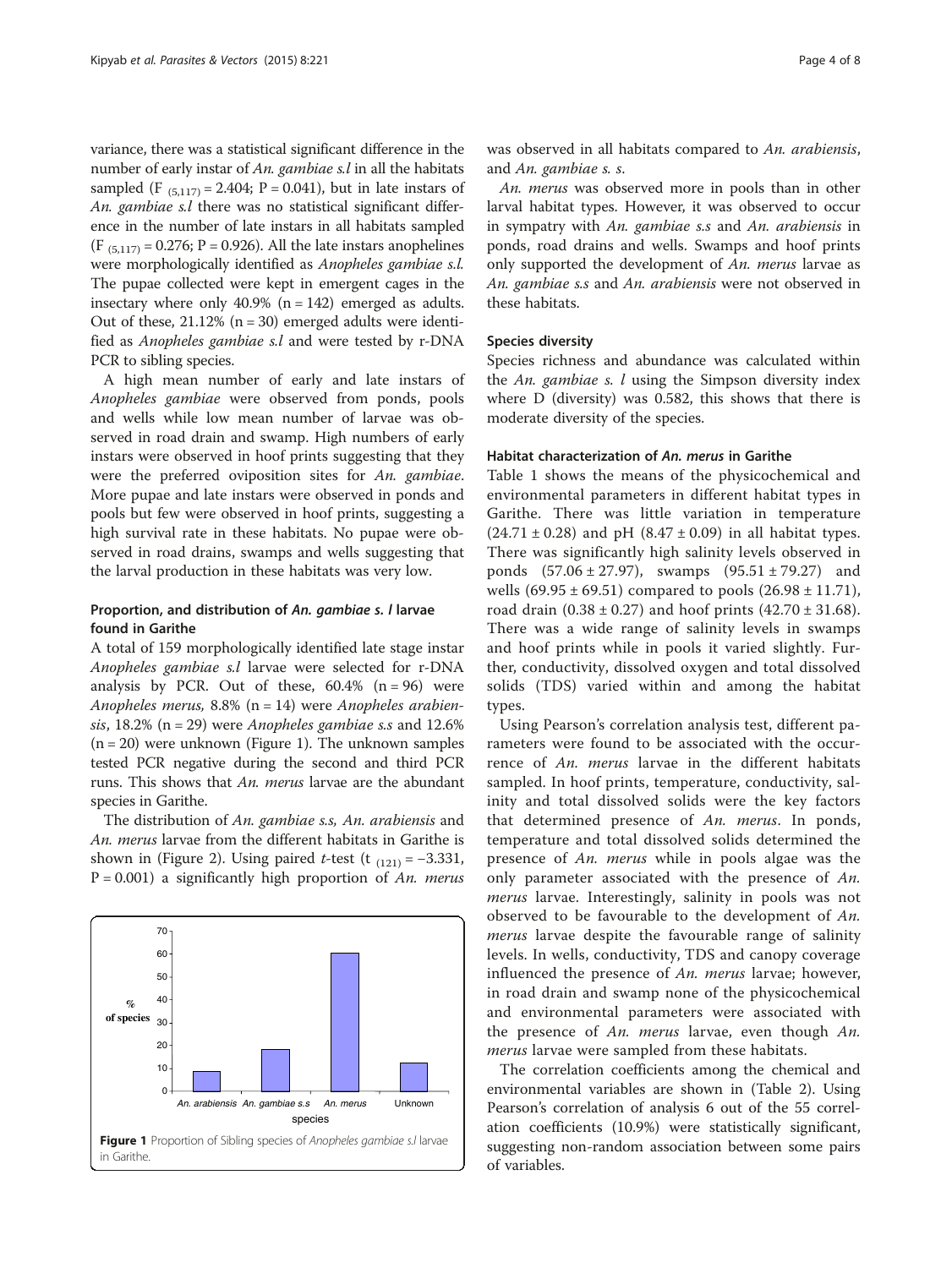variance, there was a statistical significant difference in the number of early instar of *An. gambiae s.l* in all the habitats sampled ($F_{(5,117)} = 2.404$; $P = 0.041$), but in late instars of *An. gambiae s.l* there was no statistical significant difference in the number of late instars in all habitats sampled ($F_{(5,117)} = 0.276$; $P = 0.926$). All the late instars anophelines were morphologically identified as *Anopheles gambiae s.l.* The pupae collected were kept in emergent cages in the insectary where only 40.9% (n = 142) emerged as adults. Out of these, 21.12% (n = 30) emerged adults were identified as *Anopheles gambiae s.l* and were tested by r-DNA PCR to sibling species.

A high mean number of early and late instars of *Anopheles gambiae* were observed from ponds, pools and wells while low mean number of larvae was observed in road drain and swamp. High numbers of early instars were observed in hoof prints suggesting that they were the preferred oviposition sites for *An. gambiae*. More pupae and late instars were observed in ponds and pools but few were observed in hoof prints, suggesting a high survival rate in these habitats. No pupae were observed in road drains, swamps and wells suggesting that the larval production in these habitats was very low.

### Proportion, and distribution of *An. gambiae s. l* larvae found in Garithe

A total of 159 morphologically identified late stage instar *Anopheles gambiae s.l* larvae were selected for r-DNA analysis by PCR. Out of these, 60.4% (n = 96) were *Anopheles merus*, 8.8% (n = 14) were *Anopheles arabiensis*, 18.2% (n = 29) were *Anopheles gambiae s.s* and 12.6% (n = 20) were unknown (Figure 1). The unknown samples tested PCR negative during the second and third PCR runs. This shows that *An. merus* larvae are the abundant species in Garithe.

The distribution of *An. gambiae s.s, An. arabiensis* and *An. merus* larvae from the different habitats in Garithe is shown in (Figure 2). Using paired *t*-test ($t_{(121)} = -3.331$, $P = 0.001$) a significantly high proportion of *An. merus* was observed in all habitats compared to *An. arabiensis*, and *An. gambiae s. s*.

*An. merus* was observed more in pools than in other larval habitat types. However, it was observed to occur in sympatry with *An. gambiae s.s* and *An. arabiensis* in ponds, road drains and wells. Swamps and hoof prints only supported the development of *An. merus* larvae as *An. gambiae s.s* and *An. arabiensis* were not observed in these habitats.

Figure 1 Proportion of Sibling species of *Anopheles gambiae s.l* larvae in Garithe.

### Species diversity

Species richness and abundance was calculated within the *An. gambiae s. l* using the Simpson diversity index where D (diversity) was 0.582, this shows that there is moderate diversity of the species.

### Habitat characterization of *An. merus* in Garithe

Table 1 shows the means of the physicochemical and environmental parameters in different habitat types in Garithe. There was little variation in temperature ($24.71 \pm 0.28$) and pH ($8.47 \pm 0.09$) in all habitat types. There was significantly high salinity levels observed in ponds ($57.06 \pm 27.97$), swamps ($95.51 \pm 79.27$) and wells ($69.95 \pm 69.51$) compared to pools ($26.98 \pm 11.71$), road drain ($0.38 \pm 0.27$) and hoof prints ($42.70 \pm 31.68$). There was a wide range of salinity levels in swamps and hoof prints while in pools it varied slightly. Further, conductivity, dissolved oxygen and total dissolved solids (TDS) varied within and among the habitat types.

Using Pearson's correlation analysis test, different parameters were found to be associated with the occurrence of *An. merus* larvae in the different habitats sampled. In hoof prints, temperature, conductivity, salinity and total dissolved solids were the key factors that determined presence of *An. merus*. In ponds, temperature and total dissolved solids determined the presence of *An. merus* while in pools algae was the only parameter associated with the presence of *An. merus* larvae. Interestingly, salinity in pools was not observed to be favourable to the development of *An. merus* larvae despite the favourable range of salinity levels. In wells, conductivity, TDS and canopy coverage influenced the presence of *An. merus* larvae; however, in road drain and swamp none of the physicochemical and environmental parameters were associated with the presence of *An. merus* larvae, even though *An. merus* larvae were sampled from these habitats.

The correlation coefficients among the chemical and environmental variables are shown in (Table 2). Using Pearson's correlation of analysis 6 out of the 55 correlation coefficients (10.9%) were statistically significant, suggesting non-random association between some pairs of variables.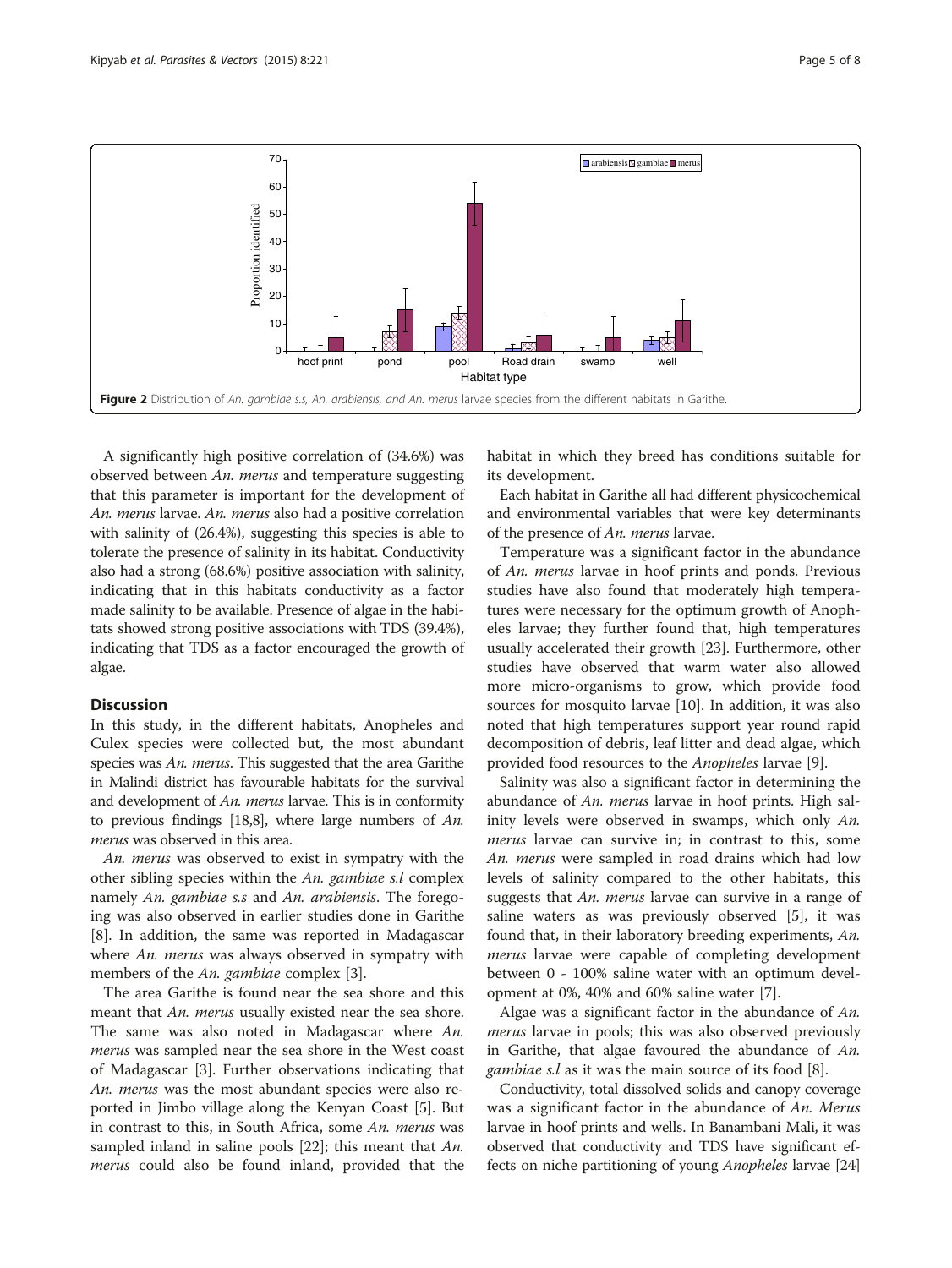Figure 2 Distribution of *An. gambiae s.s*, *An. arabiensis*, and *An. merus* larvae species from the different habitats in Garithe.

A significantly high positive correlation of (34.6%) was observed between *An. merus* and temperature suggesting that this parameter is important for the development of *An. merus* larvae. *An. merus* also had a positive correlation with salinity of (26.4%), suggesting this species is able to tolerate the presence of salinity in its habitat. Conductivity also had a strong (68.6%) positive association with salinity, indicating that in this habitats conductivity as a factor made salinity to be available. Presence of algae in the habitats showed strong positive associations with TDS (39.4%), indicating that TDS as a factor encouraged the growth of algae.

## Discussion

In this study, in the different habitats, Anopheles and Culex species were collected but, the most abundant species was *An. merus*. This suggested that the area Garithe in Malindi district has favourable habitats for the survival and development of *An. merus* larvae. This is in conformity to previous findings [18,8], where large numbers of *An. merus* was observed in this area.

*An. merus* was observed to exist in sympatry with the other sibling species within the *An. gambiae s.l* complex namely *An. gambiae s.s* and *An. arabiensis*. The foregoing was also observed in earlier studies done in Garithe [8]. In addition, the same was reported in Madagascar where *An. merus* was always observed in sympatry with members of the *An. gambiae* complex [3].

The area Garithe is found near the sea shore and this meant that *An. merus* usually existed near the sea shore. The same was also noted in Madagascar where *An. merus* was sampled near the sea shore in the West coast of Madagascar [3]. Further observations indicating that *An. merus* was the most abundant species were also reported in Jimbo village along the Kenyan Coast [5]. But in contrast to this, in South Africa, some *An. merus* was sampled inland in saline pools [22]; this meant that *An. merus* could also be found inland, provided that the habitat in which they breed has conditions suitable for its development.

Each habitat in Garithe all had different physicochemical and environmental variables that were key determinants of the presence of *An. merus* larvae.

Temperature was a significant factor in the abundance of *An. merus* larvae in hoof prints and ponds. Previous studies have also found that moderately high temperatures were necessary for the optimum growth of Anopheles larvae; they further found that, high temperatures usually accelerated their growth [23]. Furthermore, other studies have observed that warm water also allowed more micro-organisms to grow, which provide food sources for mosquito larvae [10]. In addition, it was also noted that high temperatures support year round rapid decomposition of debris, leaf litter and dead algae, which provided food resources to the *Anopheles* larvae [9].

Salinity was also a significant factor in determining the abundance of *An. merus* larvae in hoof prints. High salinity levels were observed in swamps, which only *An. merus* larvae can survive in; in contrast to this, some *An. merus* were sampled in road drains which had low levels of salinity compared to the other habitats, this suggests that *An. merus* larvae can survive in a range of saline waters as was previously observed [5], it was found that, in their laboratory breeding experiments, *An. merus* larvae were capable of completing development between 0 - 100% saline water with an optimum development at 0%, 40% and 60% saline water [7].

Algae was a significant factor in the abundance of *An. merus* larvae in pools; this was also observed previously in Garithe, that algae favoured the abundance of *An. gambiae s.l* as it was the main source of its food [8].

Conductivity, total dissolved solids and canopy coverage was a significant factor in the abundance of *An. Merus* larvae in hoof prints and wells. In Banambani Mali, it was observed that conductivity and TDS have significant effects on niche partitioning of young *Anopheles* larvae [24]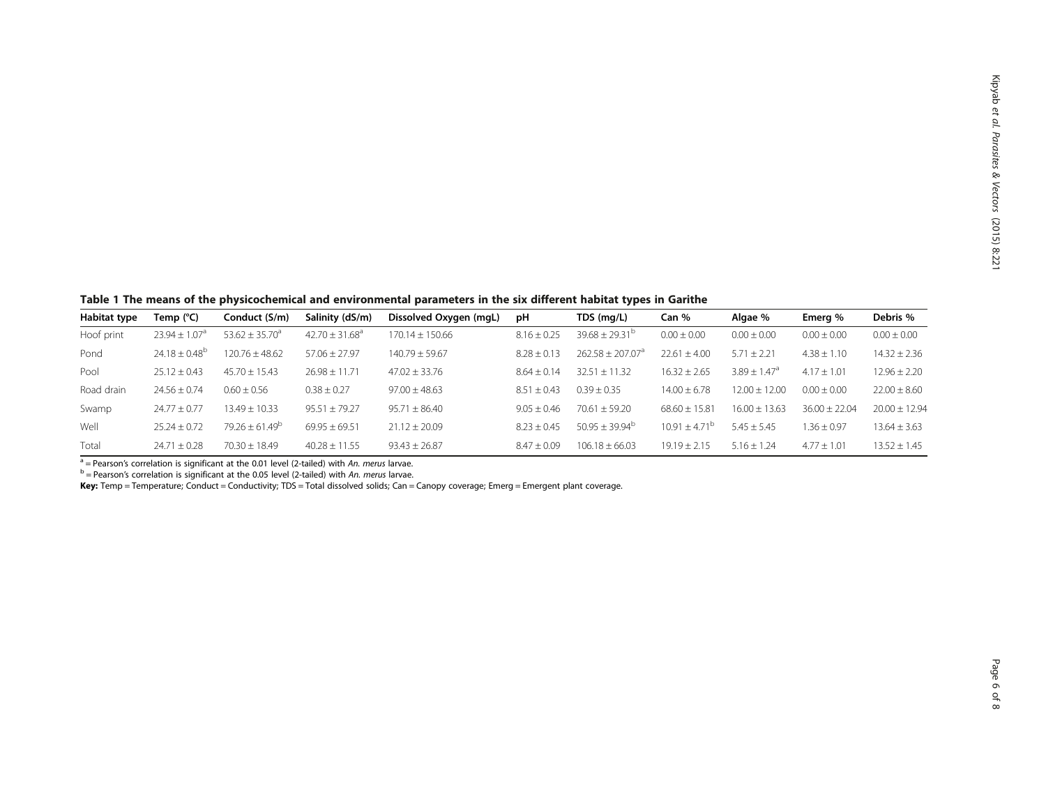**Table 1 The means of the physicochemical and environmental parameters in the six different habitat types in Garithe**

| Habitat type | Temp (°C) | Conduct (S/m) | Salinity (dS/m) | Dissolved Oxygen (mgL) | pH | TDS (mg/L) | Can % | Algae % | Emerg % | Debris % |
|---|---|---|---|---|---|---|---|---|---|---|
| Hoof print | 23.94 ± 1.07[a] | 53.62 ± 35.70[a] | 42.70 ± 31.68[a] | 170.14 ± 150.66 | 8.16 ± 0.25 | 39.68 ± 29.31[b] | 0.00 ± 0.00 | 0.00 ± 0.00 | 0.00 ± 0.00 | 0.00 ± 0.00 |
| Pond | 24.18 ± 0.48[b] | 120.76 ± 48.62 | 57.06 ± 27.97 | 140.79 ± 59.67 | 8.28 ± 0.13 | 262.58 ± 207.07[a] | 22.61 ± 4.00 | 5.71 ± 2.21 | 4.38 ± 1.10 | 14.32 ± 2.36 |
| Pool | 25.12 ± 0.43 | 45.70 ± 15.43 | 26.98 ± 11.71 | 47.02 ± 33.76 | 8.64 ± 0.14 | 32.51 ± 11.32 | 16.32 ± 2.65 | 3.89 ± 1.47[a] | 4.17 ± 1.01 | 12.96 ± 2.20 |
| Road drain | 24.56 ± 0.74 | 0.60 ± 0.56 | 0.38 ± 0.27 | 97.00 ± 48.63 | 8.51 ± 0.43 | 0.39 ± 0.35 | 14.00 ± 6.78 | 12.00 ± 12.00 | 0.00 ± 0.00 | 22.00 ± 8.60 |
| Swamp | 24.77 ± 0.77 | 13.49 ± 10.33 | 95.51 ± 79.27 | 95.71 ± 86.40 | 9.05 ± 0.46 | 70.61 ± 59.20 | 68.60 ± 15.81 | 16.00 ± 13.63 | 36.00 ± 22.04 | 20.00 ± 12.94 |
| Well | 25.24 ± 0.72 | 79.26 ± 61.49[b] | 69.95 ± 69.51 | 21.12 ± 20.09 | 8.23 ± 0.45 | 50.95 ± 39.94[b] | 10.91 ± 4.71[b] | 5.45 ± 5.45 | 1.36 ± 0.97 | 13.64 ± 3.63 |
| Total | 24.71 ± 0.28 | 70.30 ± 18.49 | 40.28 ± 11.55 | 93.43 ± 26.87 | 8.47 ± 0.09 | 106.18 ± 66.03 | 19.19 ± 2.15 | 5.16 ± 1.24 | 4.77 ± 1.01 | 13.52 ± 1.45 |

[a] = Pearson's correlation is significant at the 0.01 level (2-tailed) with *An. merus* larvae.
[b] = Pearson's correlation is significant at the 0.05 level (2-tailed) with *An. merus* larvae.
**Key:** Temp = Temperature; Conduct = Conductivity; TDS = Total dissolved solids; Can = Canopy coverage; Emerg = Emergent plant coverage.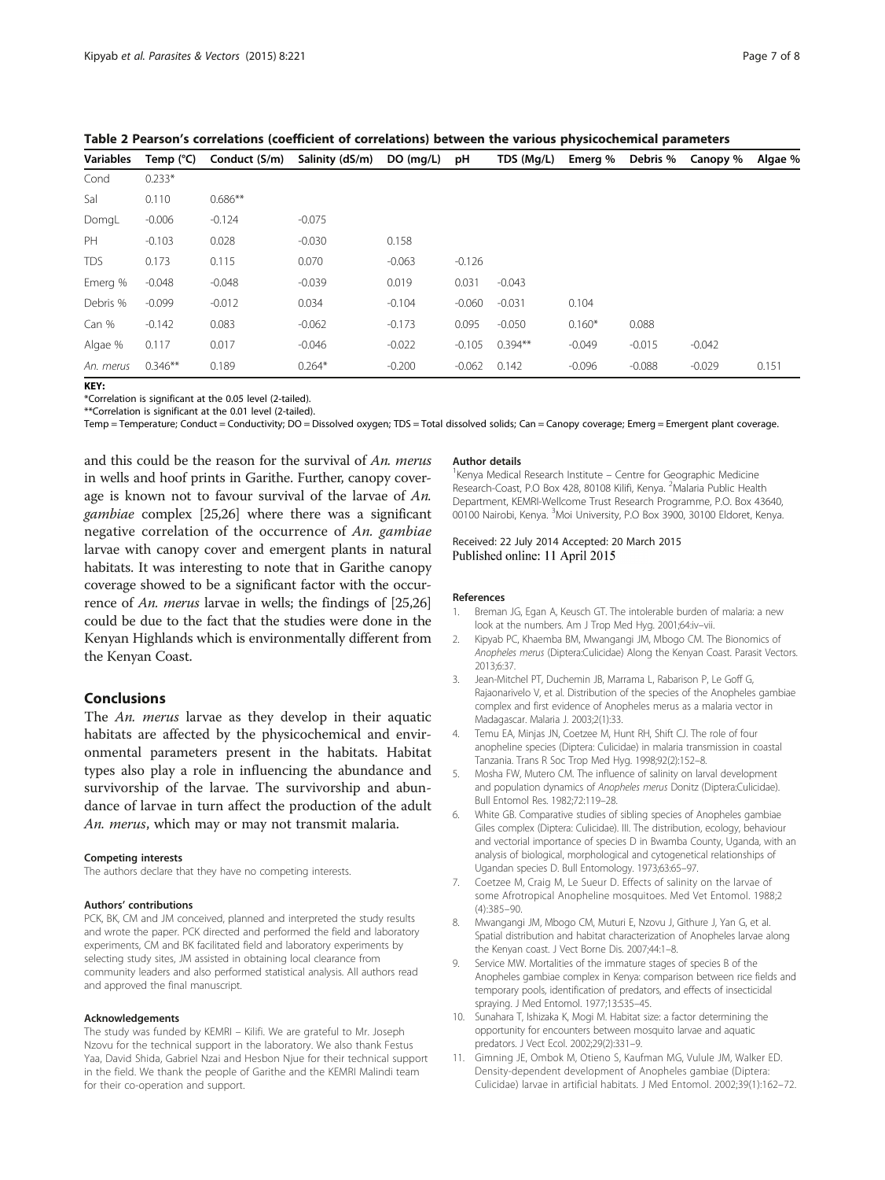**Table 2 Pearson's correlations (coefficient of correlations) between the various physicochemical parameters**

| Variables | Temp (°C) | Conduct (S/m) | Salinity (dS/m) | DO (mg/L) | pH | TDS (Mg/L) | Emerg % | Debris % | Canopy % | Algae % |
|---|---|---|---|---|---|---|---|---|---|---|
| Cond | 0.233* | | | | | | | | | |
| Sal | 0.110 | 0.686** | | | | | | | | |
| DomgL | -0.006 | -0.124 | -0.075 | | | | | | | |
| PH | -0.103 | 0.028 | -0.030 | 0.158 | | | | | | |
| TDS | 0.173 | 0.115 | 0.070 | -0.063 | -0.126 | | | | | |
| Emerg % | -0.048 | -0.048 | -0.039 | 0.019 | 0.031 | -0.043 | | | | |
| Debris % | -0.099 | -0.012 | 0.034 | -0.104 | -0.060 | -0.031 | 0.104 | | | |
| Can % | -0.142 | 0.083 | -0.062 | -0.173 | 0.095 | -0.050 | 0.160* | 0.088 | | |
| Algae % | 0.117 | 0.017 | -0.046 | -0.022 | -0.105 | 0.394** | -0.049 | -0.015 | -0.042 | |
| *An. merus* | 0.346** | 0.189 | 0.264* | -0.200 | -0.062 | 0.142 | -0.096 | -0.088 | -0.029 | 0.151 |

**KEY:**

*Correlation is significant at the 0.05 level (2-tailed).

**Correlation is significant at the 0.01 level (2-tailed).

Temp = Temperature; Conduct = Conductivity; DO = Dissolved oxygen; TDS = Total dissolved solids; Can = Canopy coverage; Emerg = Emergent plant coverage.

and this could be the reason for the survival of *An. merus* in wells and hoof prints in Garithe. Further, canopy coverage is known not to favour survival of the larvae of *An. gambiae* complex [25,26] where there was a significant negative correlation of the occurrence of *An. gambiae* larvae with canopy cover and emergent plants in natural habitats. It was interesting to note that in Garithe canopy coverage showed to be a significant factor with the occurrence of *An. merus* larvae in wells; the findings of [25,26] could be due to the fact that the studies were done in the Kenyan Highlands which is environmentally different from the Kenyan Coast.

## Conclusions

The *An. merus* larvae as they develop in their aquatic habitats are affected by the physicochemical and environmental parameters present in the habitats. Habitat types also play a role in influencing the abundance and survivorship of the larvae. The survivorship and abundance of larvae in turn affect the production of the adult *An. merus*, which may or may not transmit malaria.

#### Competing interests

The authors declare that they have no competing interests.

#### Authors' contributions

PCK, BK, CM and JM conceived, planned and interpreted the study results and wrote the paper. PCK directed and performed the field and laboratory experiments, CM and BK facilitated field and laboratory experiments by selecting study sites, JM assisted in obtaining local clearance from community leaders and also performed statistical analysis. All authors read and approved the final manuscript.

#### Acknowledgements

The study was funded by KEMRI – Kilifi. We are grateful to Mr. Joseph Nzovu for the technical support in the laboratory. We also thank Festus Yaa, David Shida, Gabriel Nzai and Hesbon Njue for their technical support in the field. We thank the people of Garithe and the KEMRI Malindi team for their co-operation and support.

#### Author details

[1]Kenya Medical Research Institute – Centre for Geographic Medicine Research-Coast, P.O Box 428, 80108 Kilifi, Kenya. [2]Malaria Public Health Department, KEMRI-Wellcome Trust Research Programme, P.O. Box 43640, 00100 Nairobi, Kenya. [3]Moi University, P.O Box 3900, 30100 Eldoret, Kenya.

Received: 22 July 2014 Accepted: 20 March 2015
Published online: 11 April 2015

#### References

1. Breman JG, Egan A, Keusch GT. The intolerable burden of malaria: a new look at the numbers. Am J Trop Med Hyg. 2001;64:iv–vii.
2. Kipyab PC, Khaemba BM, Mwangangi JM, Mbogo CM. The Bionomics of *Anopheles merus* (Diptera:Culicidae) Along the Kenyan Coast. Parasit Vectors. 2013;6:37.
3. Jean-Mitchel PT, Duchemin JB, Marrama L, Rabarison P, Le Goff G, Rajaonarivelo V, et al. Distribution of the species of the Anopheles gambiae complex and first evidence of Anopheles merus as a malaria vector in Madagascar. Malaria J. 2003;2(1):33.
4. Temu EA, Minjas JN, Coetzee M, Hunt RH, Shift CJ. The role of four anopheline species (Diptera: Culicidae) in malaria transmission in coastal Tanzania. Trans R Soc Trop Med Hyg. 1998;92(2):152–8.
5. Mosha FW, Mutero CM. The influence of salinity on larval development and population dynamics of *Anopheles merus* Donitz (Diptera:Culicidae). Bull Entomol Res. 1982;72:119–28.
6. White GB. Comparative studies of sibling species of Anopheles gambiae Giles complex (Diptera: Culicidae). III. The distribution, ecology, behaviour and vectorial importance of species D in Bwamba County, Uganda, with an analysis of biological, morphological and cytogenetical relationships of Ugandan species D. Bull Entomology. 1973;63:65–97.
7. Coetzee M, Craig M, Le Sueur D. Effects of salinity on the larvae of some Afrotropical Anopheline mosquitoes. Med Vet Entomol. 1988;2 (4):385–90.
8. Mwangangi JM, Mbogo CM, Muturi E, Nzovu J, Githure J, Yan G, et al. Spatial distribution and habitat characterization of Anopheles larvae along the Kenyan coast. J Vect Borne Dis. 2007;44:1–8.
9. Service MW. Mortalities of the immature stages of species B of the Anopheles gambiae complex in Kenya: comparison between rice fields and temporary pools, identification of predators, and effects of insecticidal spraying. J Med Entomol. 1977;13:535–45.
10. Sunahara T, Ishizaka K, Mogi M. Habitat size: a factor determining the opportunity for encounters between mosquito larvae and aquatic predators. J Vect Ecol. 2002;29(2):331–9.
11. Gimning JE, Ombok M, Otieno S, Kaufman MG, Vulule JM, Walker ED. Density-dependent development of Anopheles gambiae (Diptera: Culicidae) larvae in artificial habitats. J Med Entomol. 2002;39(1):162–72.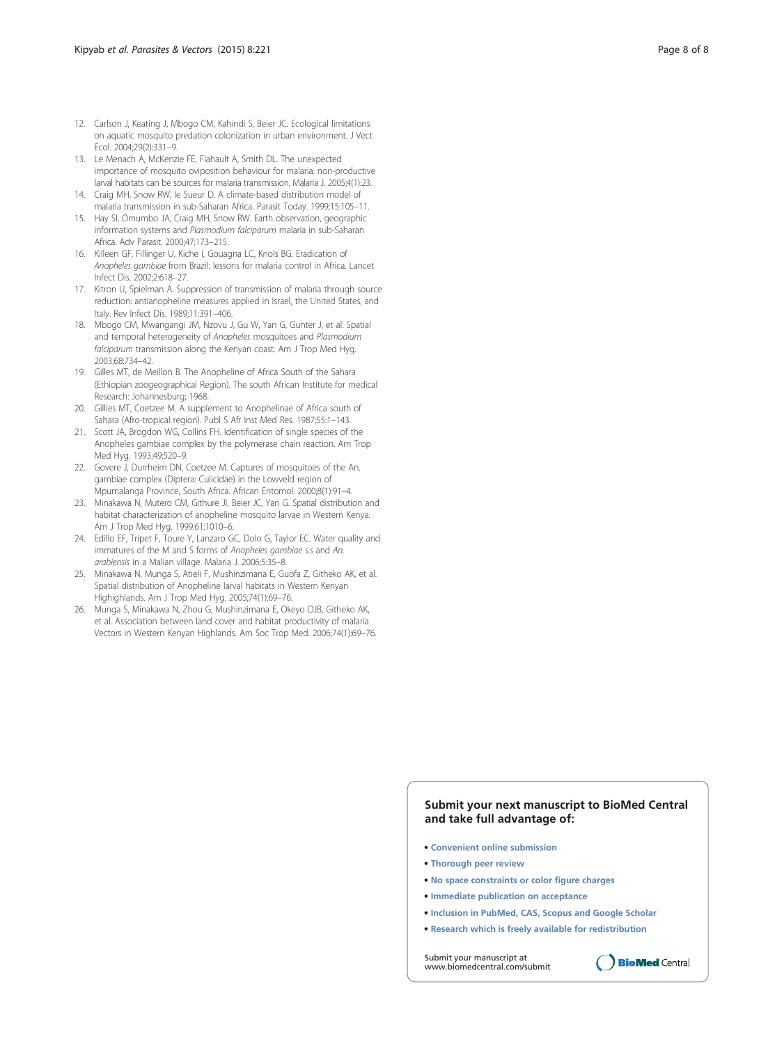12. Carlson J, Keating J, Mbogo CM, Kahindi S, Beier JC. Ecological limitations on aquatic mosquito predation colonization in urban environment. J Vect Ecol. 2004;29(2):331–9.
13. Le Menach A, McKenzie FE, Flahault A, Smith DL. The unexpected importance of mosquito oviposition behaviour for malaria: non-productive larval habitats can be sources for malaria transmission. Malaria J. 2005;4(1):23.
14. Craig MH, Snow RW, le Sueur D. A climate-based distribution model of malaria transmission in sub-Saharan Africa. Parasit Today. 1999;15:105–11.
15. Hay SI, Omumbo JA, Craig MH, Snow RW. Earth observation, geographic information systems and *Plasmodium falciparum* malaria in sub-Saharan Africa. Adv Parasit. 2000;47:173–215.
16. Killeen GF, Fillinger U, Kiche I, Gouagna LC, Knols BG. Eradication of *Anopheles gambiae* from Brazil: lessons for malaria control in Africa. Lancet Infect Dis. 2002;2:618–27.
17. Kitron U, Spielman A. Suppression of transmission of malaria through source reduction: antianopheline measures applied in Israel, the United States, and Italy. Rev Infect Dis. 1989;11:391–406.
18. Mbogo CM, Mwangangi JM, Nzovu J, Gu W, Yan G, Gunter J, et al. Spatial and temporal heterogeneity of *Anopheles* mosquitoes and *Plasmodium falciparum* transmission along the Kenyan coast. Am J Trop Med Hyg. 2003;68:734–42.
19. Gilles MT, de Meillon B. The Anopheline of Africa South of the Sahara (Ethiopian zoogeographical Region). The south African Institute for medical Research: Johannesburg; 1968.
20. Gillies MT, Coetzee M. A supplement to Anophelinae of Africa south of Sahara (Afro-tropical region). Publ S Afr Inst Med Res. 1987;55:1–143.
21. Scott JA, Brogdon WG, Collins FH. Identification of single species of the Anopheles gambiae complex by the polymerase chain reaction. Am Trop Med Hyg. 1993;49:520–9.
22. Govere J, Durrheim DN, Coetzee M. Captures of mosquitoes of the An. gambiae complex (Diptera: Culicidae) in the Lowveld region of Mpumalanga Province, South Africa. African Entomol. 2000;8(1):91–4.
23. Minakawa N, Mutero CM, Githure JI, Beier JC, Yan G. Spatial distribution and habitat characterization of anopheline mosquito larvae in Western Kenya. Am J Trop Med Hyg. 1999;61:1010–6.
24. Edillo EF, Tripet F, Toure Y, Lanzaro GC, Dolo G, Taylor EC. Water quality and immatures of the M and S forms of *Anopheles gambiae s.s* and *An. arabiensis* in a Malian village. Malaria J. 2006;5:35–8.
25. Minakawa N, Munga S, Atieli F, Mushinzimana E, Guofa Z, Githeko AK, et al. Spatial distribution of Anopheline larval habitats in Western Kenyan Highighlands. Am J Trop Med Hyg. 2005;74(1):69–76.
26. Munga S, Minakawa N, Zhou G, Mushinzimana E, Okeyo OJB, Githeko AK, et al. Association between land cover and habitat productivity of malaria Vectors in Western Kenyan Highlands. Am Soc Trop Med. 2006;74(1):69–76.

**Submit your next manuscript to BioMed Central and take full advantage of:**

- **Convenient online submission**
- **Thorough peer review**
- **No space constraints or color figure charges**
- **Immediate publication on acceptance**
- **Inclusion in PubMed, CAS, Scopus and Google Scholar**
- **Research which is freely available for redistribution**

Submit your manuscript at www.biomedcentral.com/submit

BioMed Central